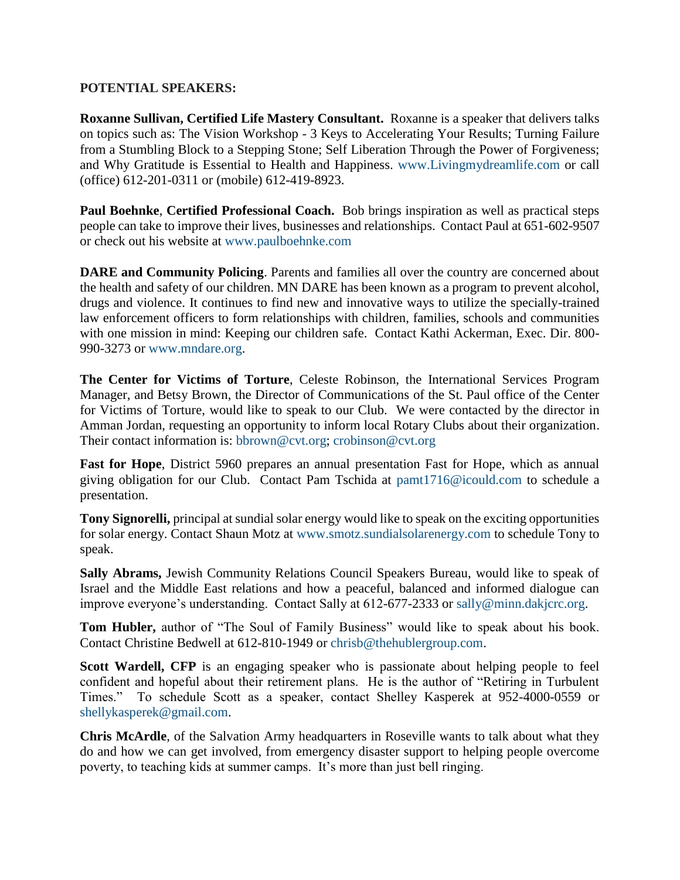**POTENTIAL SPEAKERS:**

**Roxanne Sullivan, Certified Life Mastery Consultant.** Roxanne is a speaker that delivers talks on topics such as: The Vision Workshop - 3 Keys to Accelerating Your Results; Turning Failure from a Stumbling Block to a Stepping Stone; Self Liberation Through the Power of Forgiveness; and Why Gratitude is Essential to Health and Happiness. www.Livingmydreamlife.com or call (office) 612-201-0311 or (mobile) 612-419-8923.

**Paul Boehnke**, **Certified Professional Coach.** Bob brings inspiration as well as practical steps people can take to improve their lives, businesses and relationships. Contact Paul at 651-602-9507 or check out his website at www.paulboehnke.com

**DARE and Community Policing**. Parents and families all over the country are concerned about the health and safety of our children. MN DARE has been known as a program to prevent alcohol, drugs and violence. It continues to find new and innovative ways to utilize the specially-trained law enforcement officers to form relationships with children, families, schools and communities with one mission in mind: Keeping our children safe. Contact Kathi Ackerman, Exec. Dir. 800-990-3273 or www.mndare.org.

**The Center for Victims of Torture**, Celeste Robinson, the International Services Program Manager, and Betsy Brown, the Director of Communications of the St. Paul office of the Center for Victims of Torture, would like to speak to our Club. We were contacted by the director in Amman Jordan, requesting an opportunity to inform local Rotary Clubs about their organization. Their contact information is: bbrown@cvt.org; crobinson@cvt.org

**Fast for Hope**, District 5960 prepares an annual presentation Fast for Hope, which as annual giving obligation for our Club. Contact Pam Tschida at pamt1716@icould.com to schedule a presentation.

**Tony Signorelli,** principal at sundial solar energy would like to speak on the exciting opportunities for solar energy. Contact Shaun Motz at www.smotz.sundialsolarenergy.com to schedule Tony to speak.

**Sally Abrams,** Jewish Community Relations Council Speakers Bureau, would like to speak of Israel and the Middle East relations and how a peaceful, balanced and informed dialogue can improve everyone's understanding. Contact Sally at 612-677-2333 or sally@minn.dakjcrc.org.

**Tom Hubler,** author of "The Soul of Family Business" would like to speak about his book. Contact Christine Bedwell at 612-810-1949 or chrisb@thehublergroup.com.

**Scott Wardell, CFP** is an engaging speaker who is passionate about helping people to feel confident and hopeful about their retirement plans. He is the author of "Retiring in Turbulent Times." To schedule Scott as a speaker, contact Shelley Kasperek at 952-4000-0559 or shellykasperek@gmail.com.

**Chris McArdle**, of the Salvation Army headquarters in Roseville wants to talk about what they do and how we can get involved, from emergency disaster support to helping people overcome poverty, to teaching kids at summer camps. It's more than just bell ringing.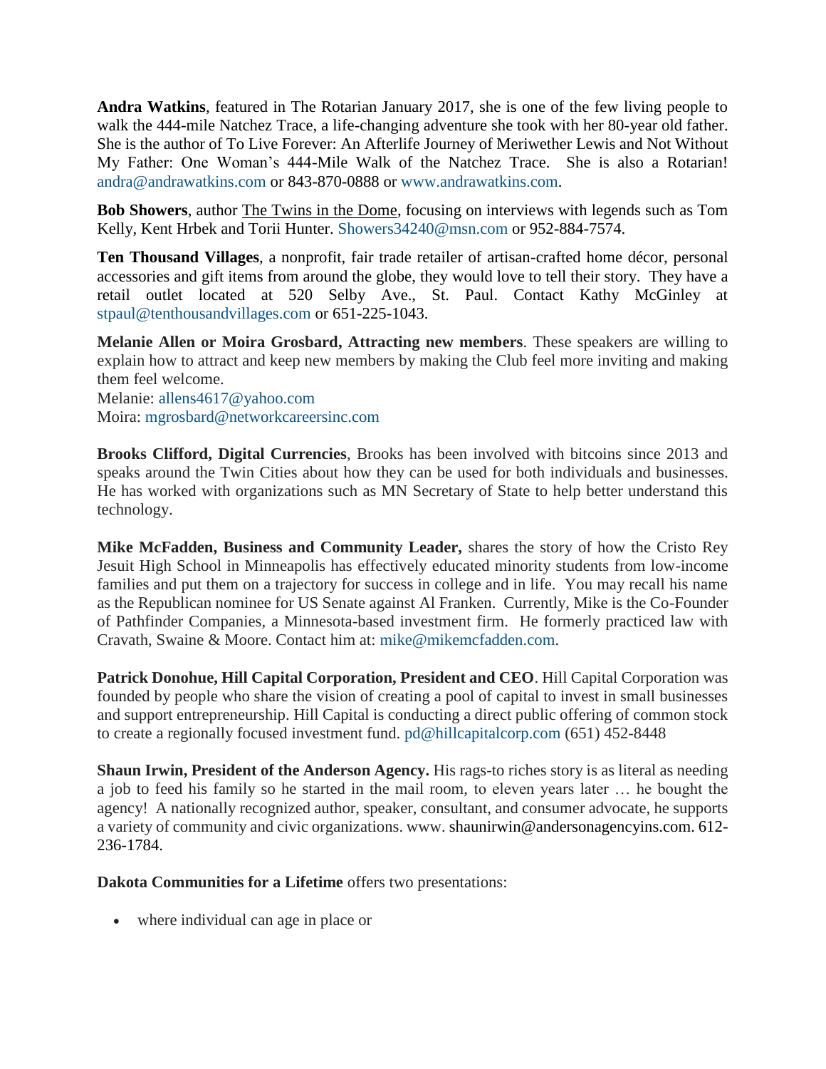**Andra Watkins**, featured in The Rotarian January 2017, she is one of the few living people to walk the 444-mile Natchez Trace, a life-changing adventure she took with her 80-year old father. She is the author of To Live Forever: An Afterlife Journey of Meriwether Lewis and Not Without My Father: One Woman's 444-Mile Walk of the Natchez Trace. She is also a Rotarian! andra@andrawatkins.com or 843-870-0888 or www.andrawatkins.com.

**Bob Showers**, author The Twins in the Dome, focusing on interviews with legends such as Tom Kelly, Kent Hrbek and Torii Hunter. Showers34240@msn.com or 952-884-7574.

**Ten Thousand Villages**, a nonprofit, fair trade retailer of artisan-crafted home décor, personal accessories and gift items from around the globe, they would love to tell their story. They have a retail outlet located at 520 Selby Ave., St. Paul. Contact Kathy McGinley at stpaul@tenthousandvillages.com or 651-225-1043.

**Melanie Allen or Moira Grosbard, Attracting new members**. These speakers are willing to explain how to attract and keep new members by making the Club feel more inviting and making them feel welcome.
Melanie: allens4617@yahoo.com
Moira: mgrosbard@networkcareersinc.com

**Brooks Clifford, Digital Currencies**, Brooks has been involved with bitcoins since 2013 and speaks around the Twin Cities about how they can be used for both individuals and businesses. He has worked with organizations such as MN Secretary of State to help better understand this technology.

**Mike McFadden, Business and Community Leader,** shares the story of how the Cristo Rey Jesuit High School in Minneapolis has effectively educated minority students from low-income families and put them on a trajectory for success in college and in life. You may recall his name as the Republican nominee for US Senate against Al Franken. Currently, Mike is the Co-Founder of Pathfinder Companies, a Minnesota-based investment firm. He formerly practiced law with Cravath, Swaine & Moore. Contact him at: mike@mikemcfadden.com.

**Patrick Donohue, Hill Capital Corporation, President and CEO**. Hill Capital Corporation was founded by people who share the vision of creating a pool of capital to invest in small businesses and support entrepreneurship. Hill Capital is conducting a direct public offering of common stock to create a regionally focused investment fund. pd@hillcapitalcorp.com (651) 452-8448

**Shaun Irwin, President of the Anderson Agency.** His rags-to riches story is as literal as needing a job to feed his family so he started in the mail room, to eleven years later … he bought the agency! A nationally recognized author, speaker, consultant, and consumer advocate, he supports a variety of community and civic organizations. www. shaunirwin@andersonagencyins.com. 612-236-1784.

**Dakota Communities for a Lifetime** offers two presentations:

- where individual can age in place or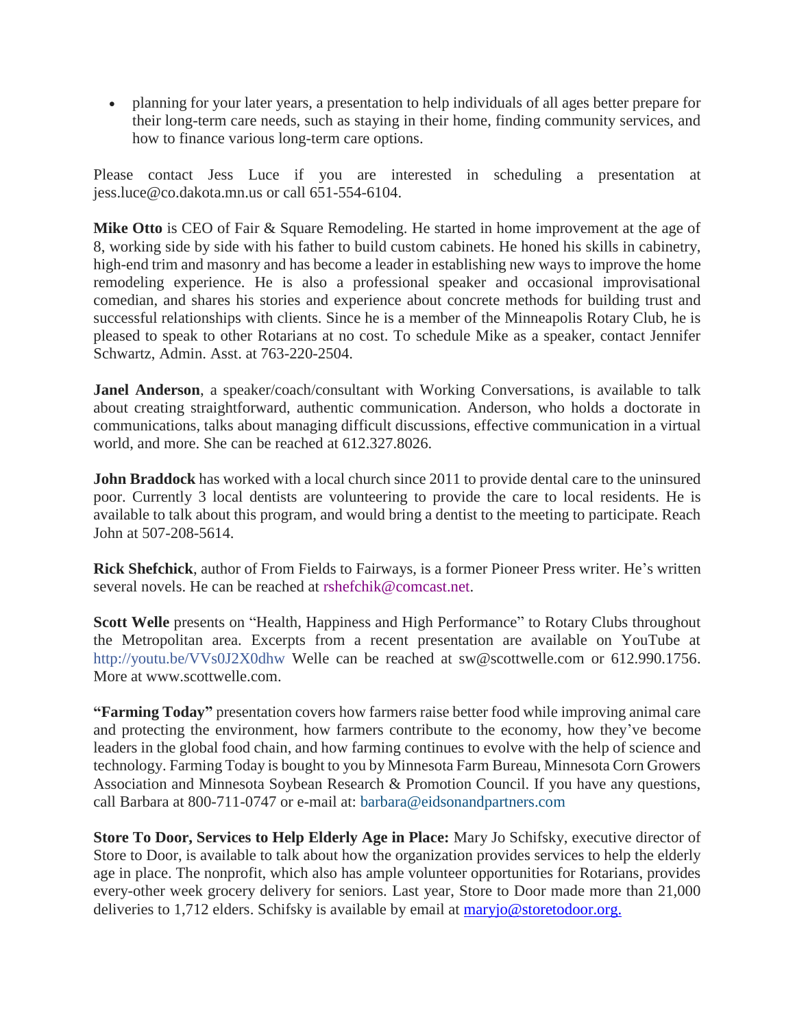- planning for your later years, a presentation to help individuals of all ages better prepare for their long-term care needs, such as staying in their home, finding community services, and how to finance various long-term care options.

Please contact Jess Luce if you are interested in scheduling a presentation at jess.luce@co.dakota.mn.us or call 651-554-6104.

**Mike Otto** is CEO of Fair & Square Remodeling. He started in home improvement at the age of 8, working side by side with his father to build custom cabinets. He honed his skills in cabinetry, high-end trim and masonry and has become a leader in establishing new ways to improve the home remodeling experience. He is also a professional speaker and occasional improvisational comedian, and shares his stories and experience about concrete methods for building trust and successful relationships with clients. Since he is a member of the Minneapolis Rotary Club, he is pleased to speak to other Rotarians at no cost. To schedule Mike as a speaker, contact Jennifer Schwartz, Admin. Asst. at 763-220-2504.

**Janel Anderson**, a speaker/coach/consultant with Working Conversations, is available to talk about creating straightforward, authentic communication. Anderson, who holds a doctorate in communications, talks about managing difficult discussions, effective communication in a virtual world, and more. She can be reached at 612.327.8026.

**John Braddock** has worked with a local church since 2011 to provide dental care to the uninsured poor. Currently 3 local dentists are volunteering to provide the care to local residents. He is available to talk about this program, and would bring a dentist to the meeting to participate. Reach John at 507-208-5614.

**Rick Shefchick**, author of From Fields to Fairways, is a former Pioneer Press writer. He's written several novels. He can be reached at rshefchik@comcast.net.

**Scott Welle** presents on "Health, Happiness and High Performance" to Rotary Clubs throughout the Metropolitan area. Excerpts from a recent presentation are available on YouTube at http://youtu.be/VVs0J2X0dhw Welle can be reached at sw@scottwelle.com or 612.990.1756. More at www.scottwelle.com.

**"Farming Today"** presentation covers how farmers raise better food while improving animal care and protecting the environment, how farmers contribute to the economy, how they've become leaders in the global food chain, and how farming continues to evolve with the help of science and technology. Farming Today is bought to you by Minnesota Farm Bureau, Minnesota Corn Growers Association and Minnesota Soybean Research & Promotion Council. If you have any questions, call Barbara at 800-711-0747 or e-mail at: barbara@eidsonandpartners.com

**Store To Door, Services to Help Elderly Age in Place:** Mary Jo Schifsky, executive director of Store to Door, is available to talk about how the organization provides services to help the elderly age in place. The nonprofit, which also has ample volunteer opportunities for Rotarians, provides every-other week grocery delivery for seniors. Last year, Store to Door made more than 21,000 deliveries to 1,712 elders. Schifsky is available by email at maryjo@storetodoor.org.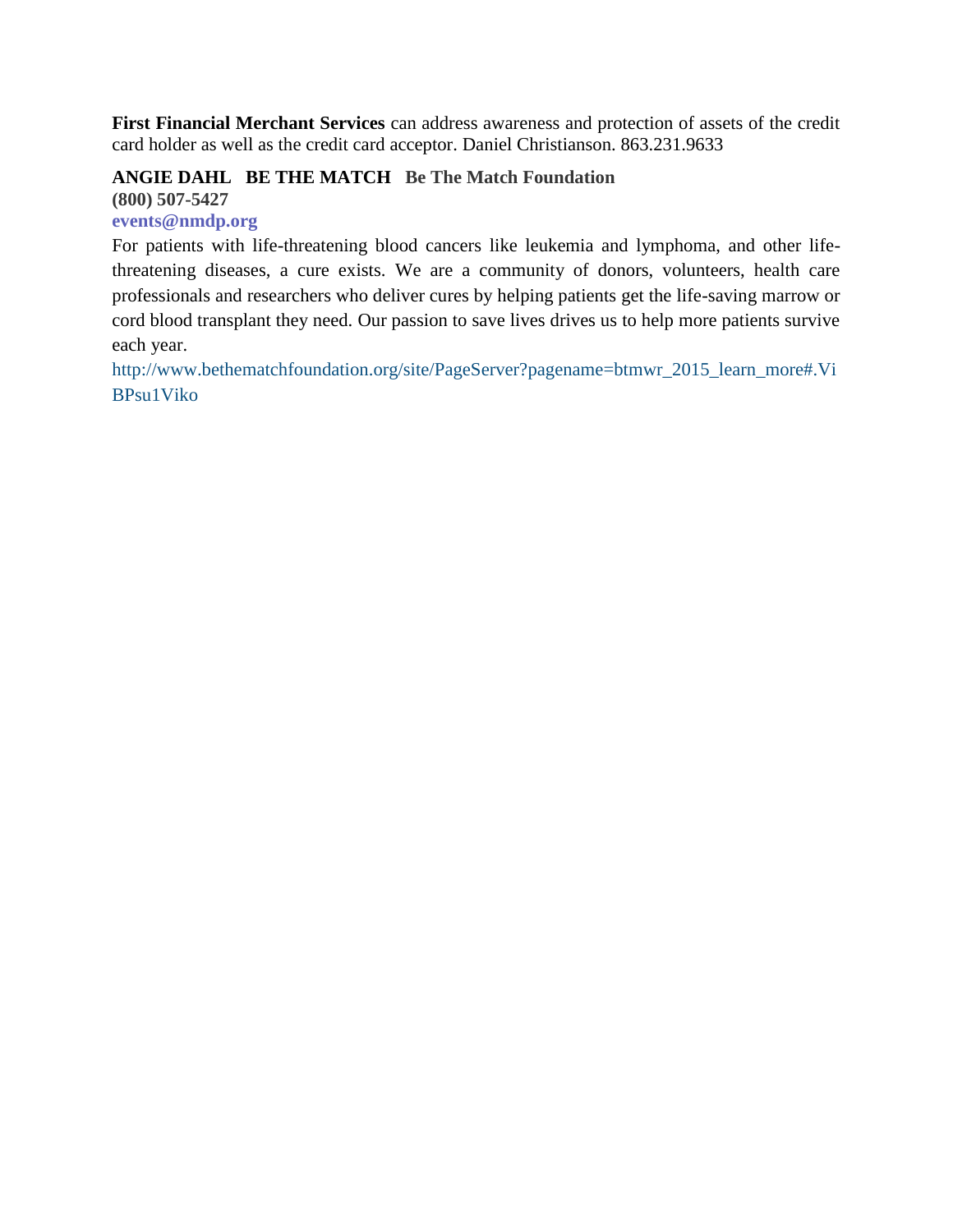**First Financial Merchant Services** can address awareness and protection of assets of the credit card holder as well as the credit card acceptor. Daniel Christianson. 863.231.9633

**ANGIE DAHL BE THE MATCH Be The Match Foundation**
**(800) 507-5427**
**events@nmdp.org**

For patients with life-threatening blood cancers like leukemia and lymphoma, and other life-threatening diseases, a cure exists. We are a community of donors, volunteers, health care professionals and researchers who deliver cures by helping patients get the life-saving marrow or cord blood transplant they need. Our passion to save lives drives us to help more patients survive each year.

http://www.bethematchfoundation.org/site/PageServer?pagename=btmwr_2015_learn_more#.ViBPsu1Viko